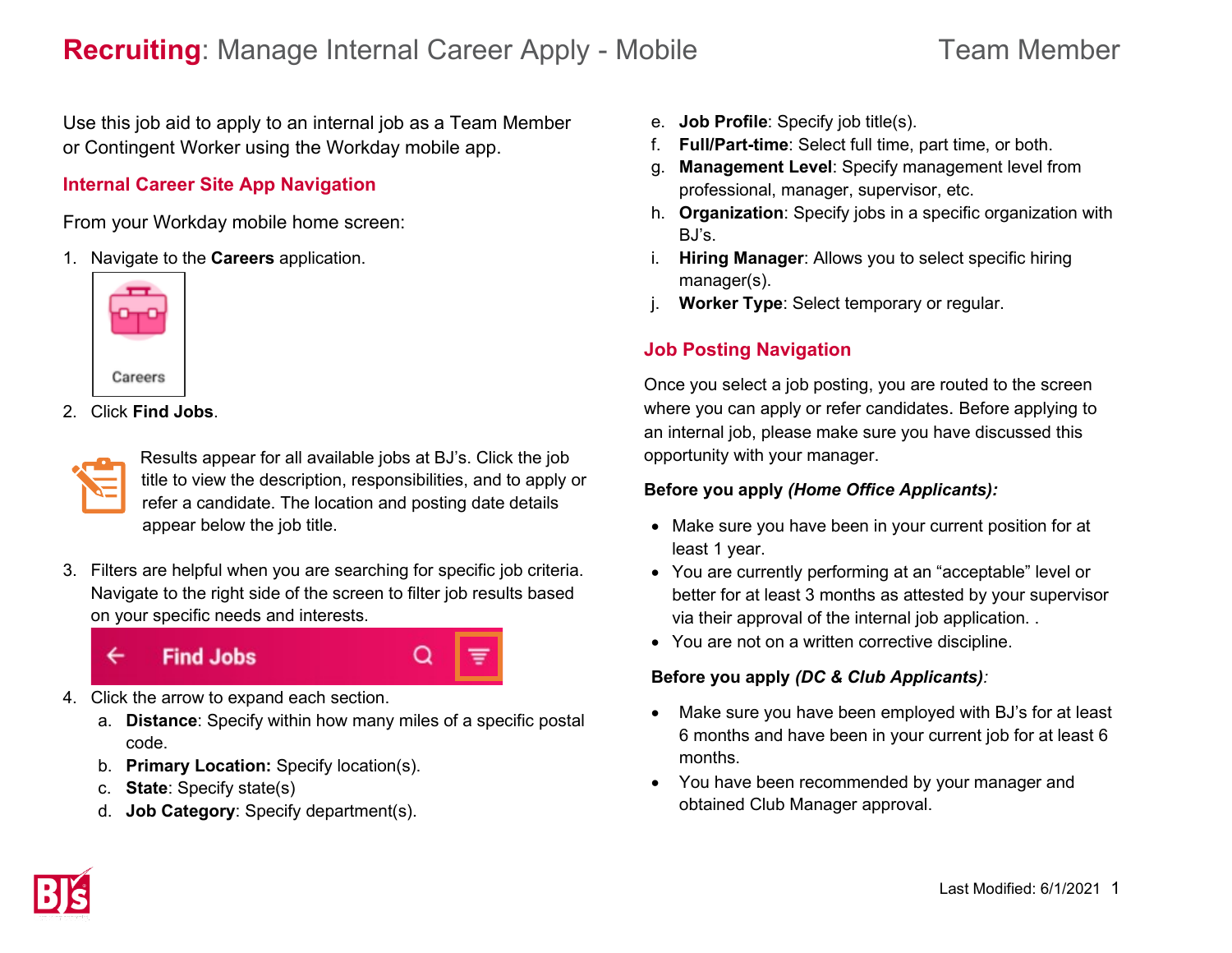# **Recruiting**: Manage Internal Career Apply - Mobile

Team Member

Use this job aid to apply to an internal job as a Team Member or Contingent Worker using the Workday mobile app.

## Internal Career Site App Navigation

From your Workday mobile home screen:

1. Navigate to the **Careers** application.

   Careers

2. Click **Find Jobs**.

Results appear for all available jobs at BJ's. Click the job title to view the description, responsibilities, and to apply or refer a candidate. The location and posting date details appear below the job title.

3. Filters are helpful when you are searching for specific job criteria. Navigate to the right side of the screen to filter job results based on your specific needs and interests.

   Find Jobs

4. Click the arrow to expand each section.
   a. **Distance**: Specify within how many miles of a specific postal code.
   b. **Primary Location:** Specify location(s).
   c. **State**: Specify state(s)
   d. **Job Category**: Specify department(s).
   e. **Job Profile**: Specify job title(s).
   f. **Full/Part-time**: Select full time, part time, or both.
   g. **Management Level**: Specify management level from professional, manager, supervisor, etc.
   h. **Organization**: Specify jobs in a specific organization with BJ's.
   i. **Hiring Manager**: Allows you to select specific hiring manager(s).
   j. **Worker Type**: Select temporary or regular.

## Job Posting Navigation

Once you select a job posting, you are routed to the screen where you can apply or refer candidates. Before applying to an internal job, please make sure you have discussed this opportunity with your manager.

**Before you apply *(Home Office Applicants):***

- Make sure you have been in your current position for at least 1 year.
- You are currently performing at an "acceptable" level or better for at least 3 months as attested by your supervisor via their approval of the internal job application. .
- You are not on a written corrective discipline.

**Before you apply *(DC & Club Applicants)*:**

- Make sure you have been employed with BJ's for at least 6 months and have been in your current job for at least 6 months.
- You have been recommended by your manager and obtained Club Manager approval.

Last Modified: 6/1/2021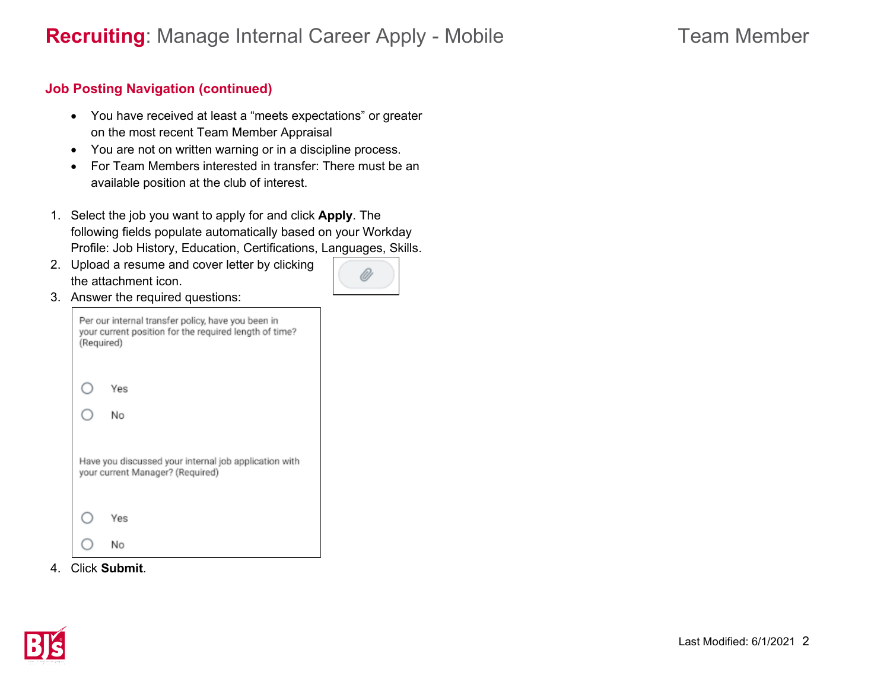## Job Posting Navigation (continued)

- You have received at least a "meets expectations" or greater on the most recent Team Member Appraisal
- You are not on written warning or in a discipline process.
- For Team Members interested in transfer: There must be an available position at the club of interest.

1. Select the job you want to apply for and click **Apply**. The following fields populate automatically based on your Workday Profile: Job History, Education, Certifications, Languages, Skills.
2. Upload a resume and cover letter by clicking the attachment icon.
3. Answer the required questions:

   Per our internal transfer policy, have you been in your current position for the required length of time? (Required)

   - Yes
   - No

   Have you discussed your internal job application with your current Manager? (Required)

   - Yes
   - No

4. Click **Submit**.

Last Modified: 6/1/2021